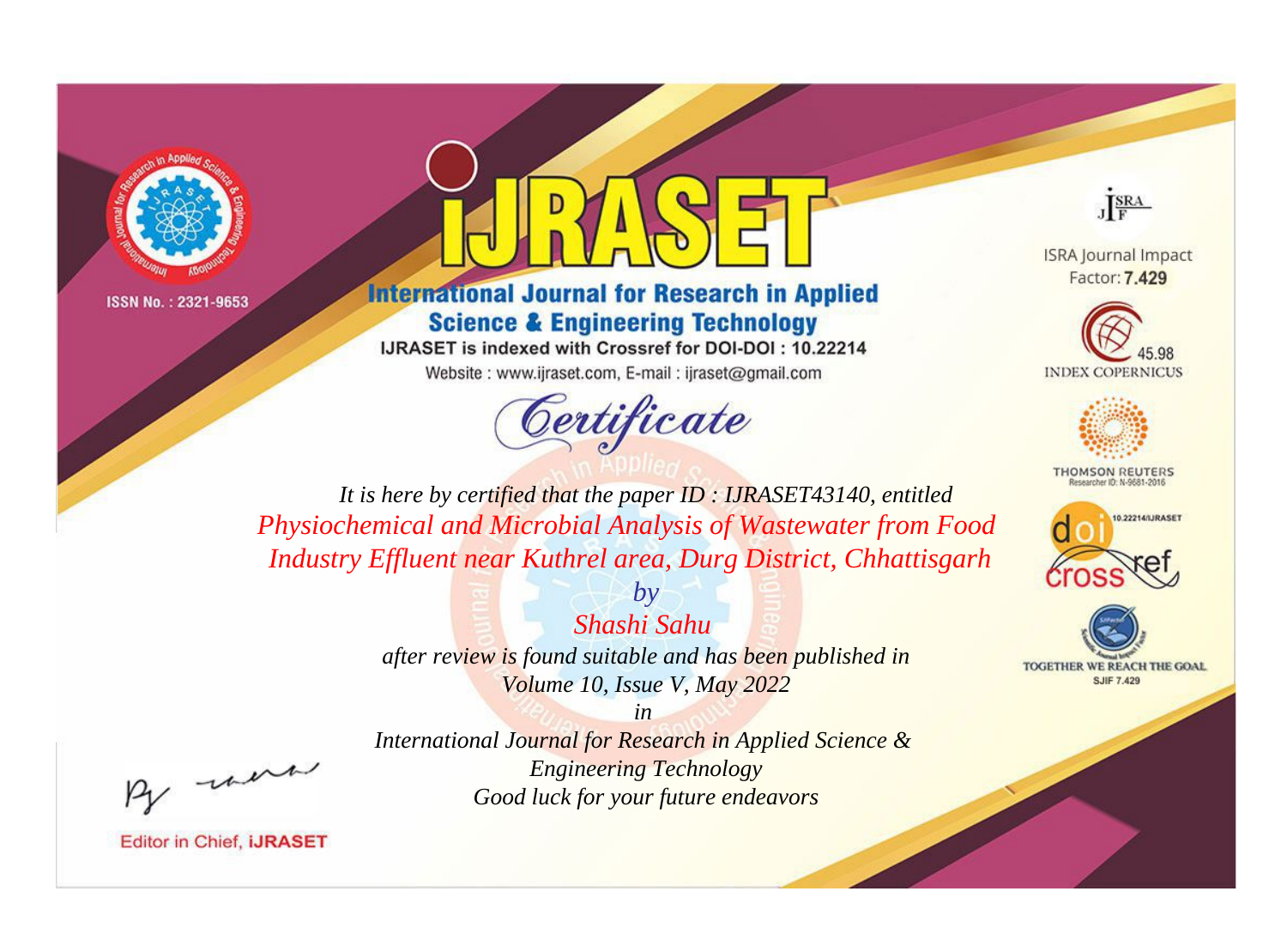ISSN No. : 2321-9653

# iJRASET

## International Journal for Research in Applied Science & Engineering Technology

IJRASET is indexed with Crossref for DOI-DOI : 10.22214

Website : www.ijraset.com, E-mail : ijraset@gmail.com

ISRA Journal Impact Factor: **7.429**

45.98 INDEX COPERNICUS

THOMSON REUTERS Researcher ID: N-9681-2016

10.22214/IJRASET

TOGETHER WE REACH THE GOAL SJIF 7.429

## *Certificate*

*It is here by certified that the paper ID : IJRASET43140, entitled*

*Physiochemical and Microbial Analysis of Wastewater from Food Industry Effluent near Kuthrel area, Durg District, Chhattisgarh*

*by*

*Shashi Sahu*

*after review is found suitable and has been published in*

*Volume 10, Issue V, May 2022*

*in*

*International Journal for Research in Applied Science & Engineering Technology*

*Good luck for your future endeavors*

Editor in Chief, **iJRASET**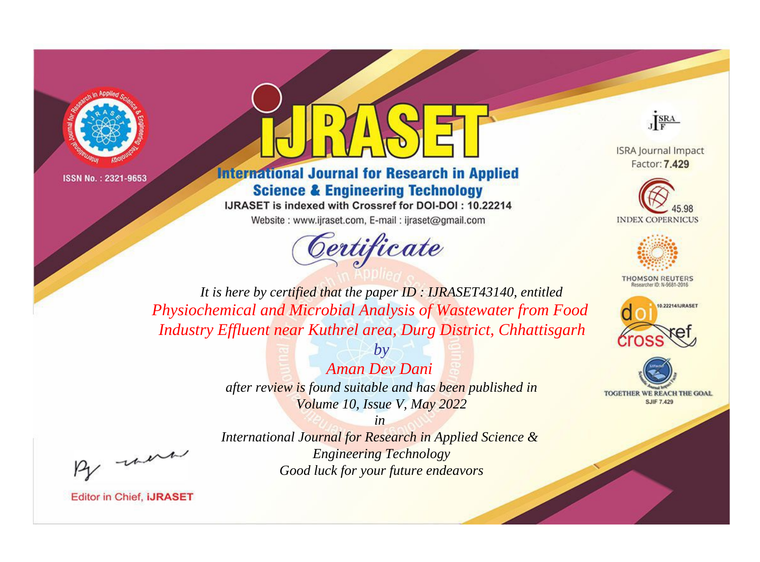ISSN No. : 2321-9653

# IJRASET

## International Journal for Research in Applied Science & Engineering Technology

IJRASET is indexed with Crossref for DOI-DOI : 10.22214

Website : www.ijraset.com, E-mail : ijraset@gmail.com

ISRA Journal Impact Factor: **7.429**

45.98 INDEX COPERNICUS

THOMSON REUTERS Researcher ID: N-9681-2016

10.22214/IJRASET

TOGETHER WE REACH THE GOAL SJIF 7.429

## Certificate

*It is here by certified that the paper ID : IJRASET43140, entitled*

*Physiochemical and Microbial Analysis of Wastewater from Food Industry Effluent near Kuthrel area, Durg District, Chhattisgarh*

*by*

*Aman Dev Dani*

*after review is found suitable and has been published in*

*Volume 10, Issue V, May 2022*

*in*

*International Journal for Research in Applied Science & Engineering Technology*

*Good luck for your future endeavors*

Editor in Chief, **IJRASET**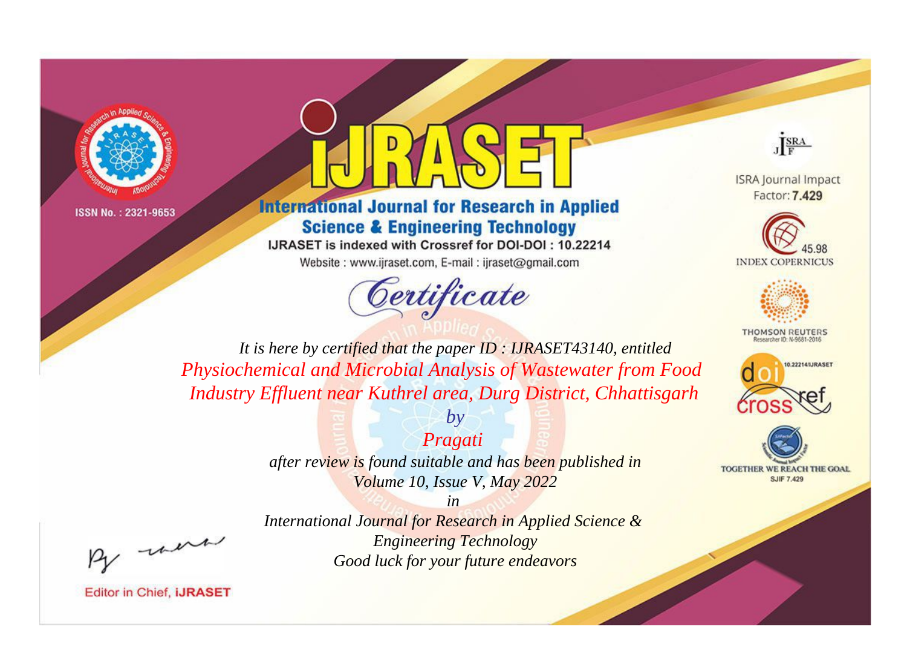ISSN No. : 2321-9653

# iJRASET

## International Journal for Research in Applied Science & Engineering Technology

IJRASET is indexed with Crossref for DOI-DOI : 10.22214

Website : www.ijraset.com, E-mail : ijraset@gmail.com

ISRA Journal Impact Factor: **7.429**

45.98 INDEX COPERNICUS

THOMSON REUTERS Researcher ID: N-9681-2016

10.22214/IJRASET

TOGETHER WE REACH THE GOAL SJIF 7.429

*Certificate*

*It is here by certified that the paper ID : IJRASET43140, entitled*

*Physiochemical and Microbial Analysis of Wastewater from Food Industry Effluent near Kuthrel area, Durg District, Chhattisgarh*

*by*

*Pragati*

*after review is found suitable and has been published in*

*Volume 10, Issue V, May 2022*

*in*

*International Journal for Research in Applied Science & Engineering Technology*

*Good luck for your future endeavors*

Editor in Chief, **iJRASET**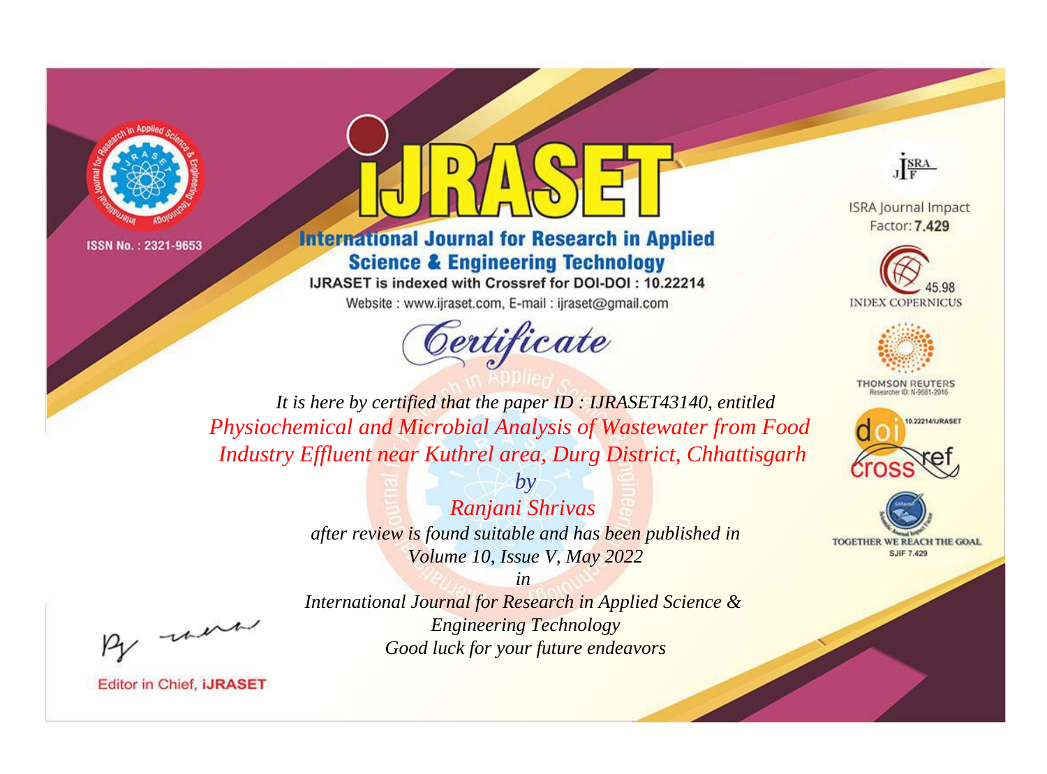ISSN No. : 2321-9653

# IJRASET

## International Journal for Research in Applied Science & Engineering Technology

IJRASET is indexed with Crossref for DOI-DOI : 10.22214

Website : www.ijraset.com, E-mail : ijraset@gmail.com

ISRA Journal Impact Factor: **7.429**

45.98 INDEX COPERNICUS

THOMSON REUTERS Researcher ID: N-9681-2016

10.22214/IJRASET

TOGETHER WE REACH THE GOAL SJIF 7.429

# *Certificate*

*It is here by certified that the paper ID : IJRASET43140, entitled*

*Physiochemical and Microbial Analysis of Wastewater from Food Industry Effluent near Kuthrel area, Durg District, Chhattisgarh*

*by*

*Ranjani Shrivas*

*after review is found suitable and has been published in Volume 10, Issue V, May 2022*

*in*

*International Journal for Research in Applied Science & Engineering Technology*

*Good luck for your future endeavors*

Editor in Chief, **iJRASET**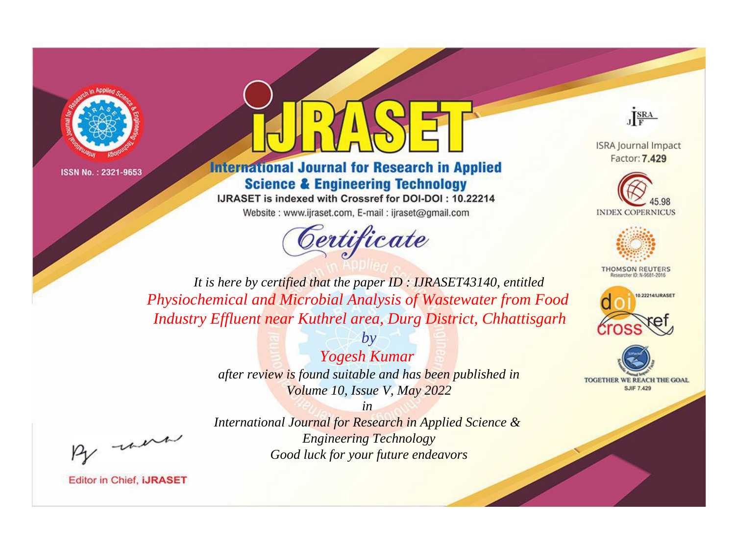ISSN No. : 2321-9653

# iJRASET

## International Journal for Research in Applied Science & Engineering Technology

IJRASET is indexed with Crossref for DOI-DOI : 10.22214

Website : www.ijraset.com, E-mail : ijraset@gmail.com

*Certificate*

*It is here by certified that the paper ID : IJRASET43140, entitled*

*Physiochemical and Microbial Analysis of Wastewater from Food Industry Effluent near Kuthrel area, Durg District, Chhattisgarh*

*by*

*Yogesh Kumar*

*after review is found suitable and has been published in*

*Volume 10, Issue V, May 2022*

*in*

*International Journal for Research in Applied Science & Engineering Technology*

*Good luck for your future endeavors*

Editor in Chief, iJRASET

ISRA Journal Impact Factor: **7.429**

45.98 INDEX COPERNICUS

THOMSON REUTERS Researcher ID: N-9681-2016

10.22214/IJRASET

TOGETHER WE REACH THE GOAL SJIF 7.429